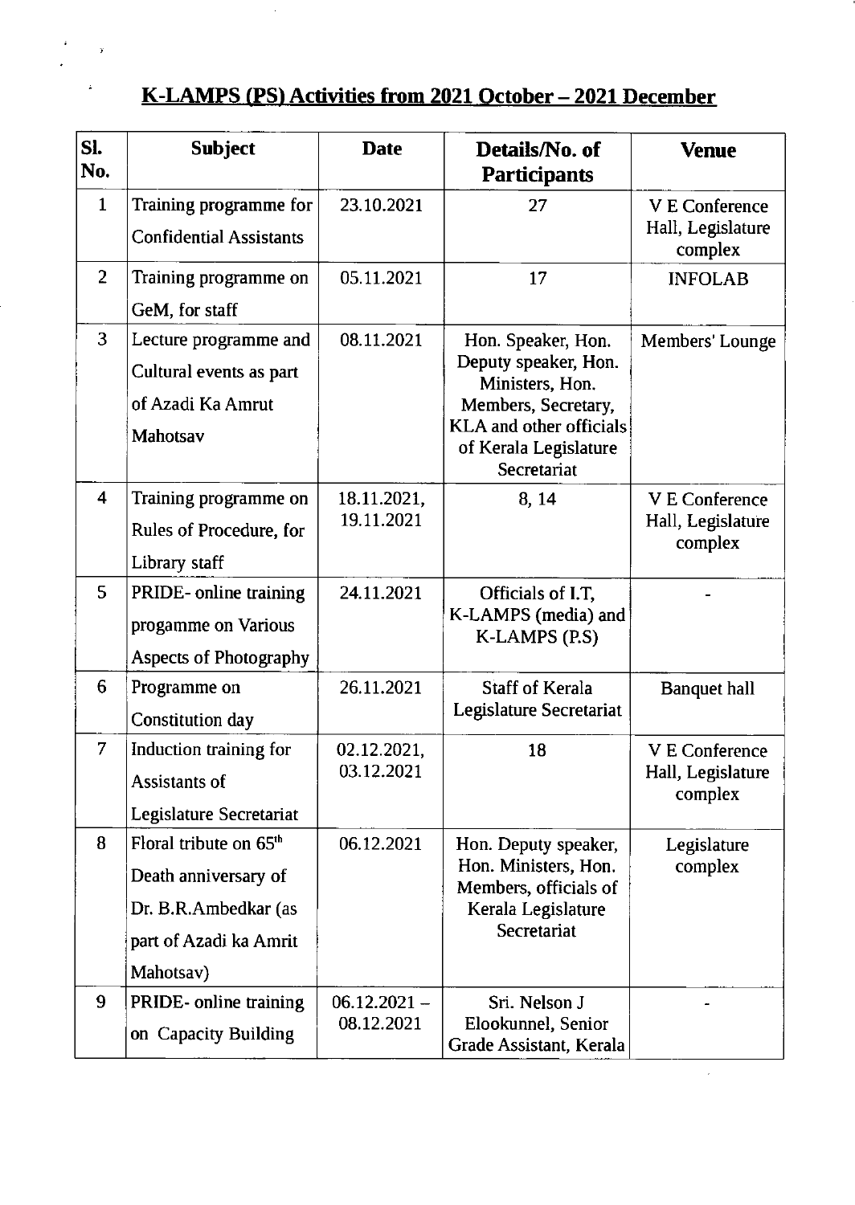# K-LAMPS (PS) Activities from 2021 October – 2021 December

| Sl. No. | Subject | Date | Details/No. of Participants | Venue |
|---|---|---|---|---|
| 1 | Training programme for Confidential Assistants | 23.10.2021 | 27 | V E Conference Hall, Legislature complex |
| 2 | Training programme on GeM, for staff | 05.11.2021 | 17 | INFOLAB |
| 3 | Lecture programme and Cultural events as part of Azadi Ka Amrut Mahotsav | 08.11.2021 | Hon. Speaker, Hon. Deputy speaker, Hon. Ministers, Hon. Members, Secretary, KLA and other officials of Kerala Legislature Secretariat | Members' Lounge |
| 4 | Training programme on Rules of Procedure, for Library staff | 18.11.2021, 19.11.2021 | 8, 14 | V E Conference Hall, Legislature complex |
| 5 | PRIDE- online training progamme on Various Aspects of Photography | 24.11.2021 | Officials of I.T, K-LAMPS (media) and K-LAMPS (P.S) | - |
| 6 | Programme on Constitution day | 26.11.2021 | Staff of Kerala Legislature Secretariat | Banquet hall |
| 7 | Induction training for Assistants of Legislature Secretariat | 02.12.2021, 03.12.2021 | 18 | V E Conference Hall, Legislature complex |
| 8 | Floral tribute on 65th Death anniversary of Dr. B.R.Ambedkar (as part of Azadi ka Amrit Mahotsav) | 06.12.2021 | Hon. Deputy speaker, Hon. Ministers, Hon. Members, officials of Kerala Legislature Secretariat | Legislature complex |
| 9 | PRIDE- online training on Capacity Building | 06.12.2021 – 08.12.2021 | Sri. Nelson J Elookunnel, Senior Grade Assistant, Kerala | - |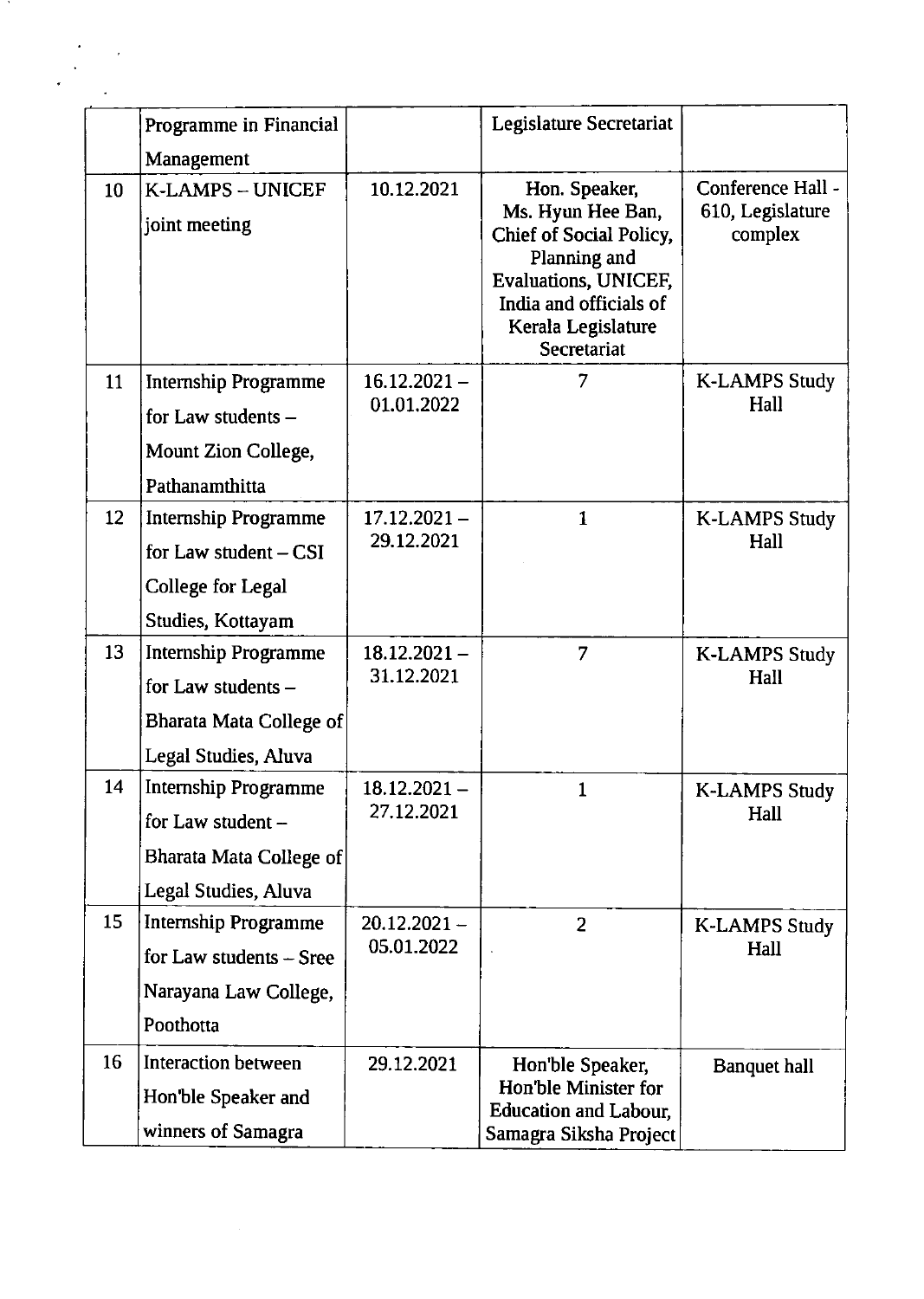| | | | | |
|---|---|---|---|---|
| | Programme in Financial Management | | Legislature Secretariat | |
| 10 | K-LAMPS – UNICEF joint meeting | 10.12.2021 | Hon. Speaker, Ms. Hyun Hee Ban, Chief of Social Policy, Planning and Evaluations, UNICEF, India and officials of Kerala Legislature Secretariat | Conference Hall - 610, Legislature complex |
| 11 | Internship Programme for Law students – Mount Zion College, Pathanamthitta | 16.12.2021 – 01.01.2022 | 7 | K-LAMPS Study Hall |
| 12 | Internship Programme for Law student – CSI College for Legal Studies, Kottayam | 17.12.2021 – 29.12.2021 | 1 | K-LAMPS Study Hall |
| 13 | Internship Programme for Law students – Bharata Mata College of Legal Studies, Aluva | 18.12.2021 – 31.12.2021 | 7 | K-LAMPS Study Hall |
| 14 | Internship Programme for Law student – Bharata Mata College of Legal Studies, Aluva | 18.12.2021 – 27.12.2021 | 1 | K-LAMPS Study Hall |
| 15 | Internship Programme for Law students – Sree Narayana Law College, Poothotta | 20.12.2021 – 05.01.2022 | 2 | K-LAMPS Study Hall |
| 16 | Interaction between Hon'ble Speaker and winners of Samagra | 29.12.2021 | Hon'ble Speaker, Hon'ble Minister for Education and Labour, Samagra Siksha Project | Banquet hall |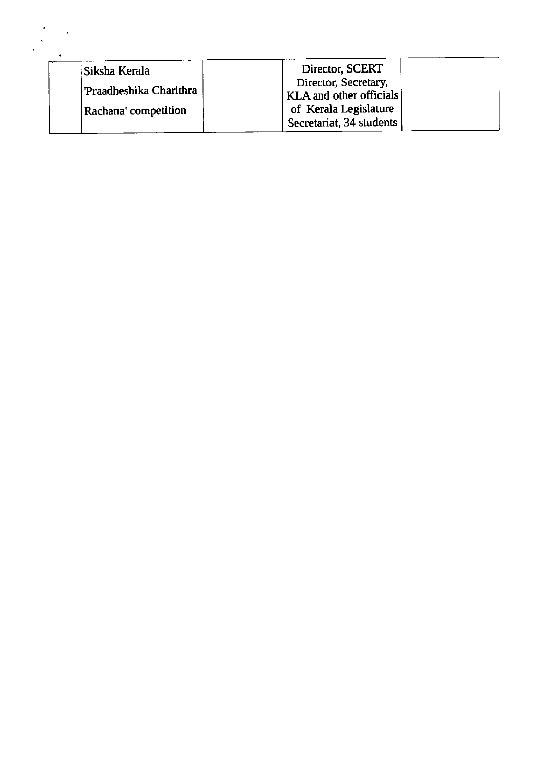| | | | | |
|---|---|---|---|---|
| | Siksha Kerala 'Praadheshika Charithra Rachana' competition | | Director, SCERT Director, Secretary, KLA and other officials of Kerala Legislature Secretariat, 34 students | |